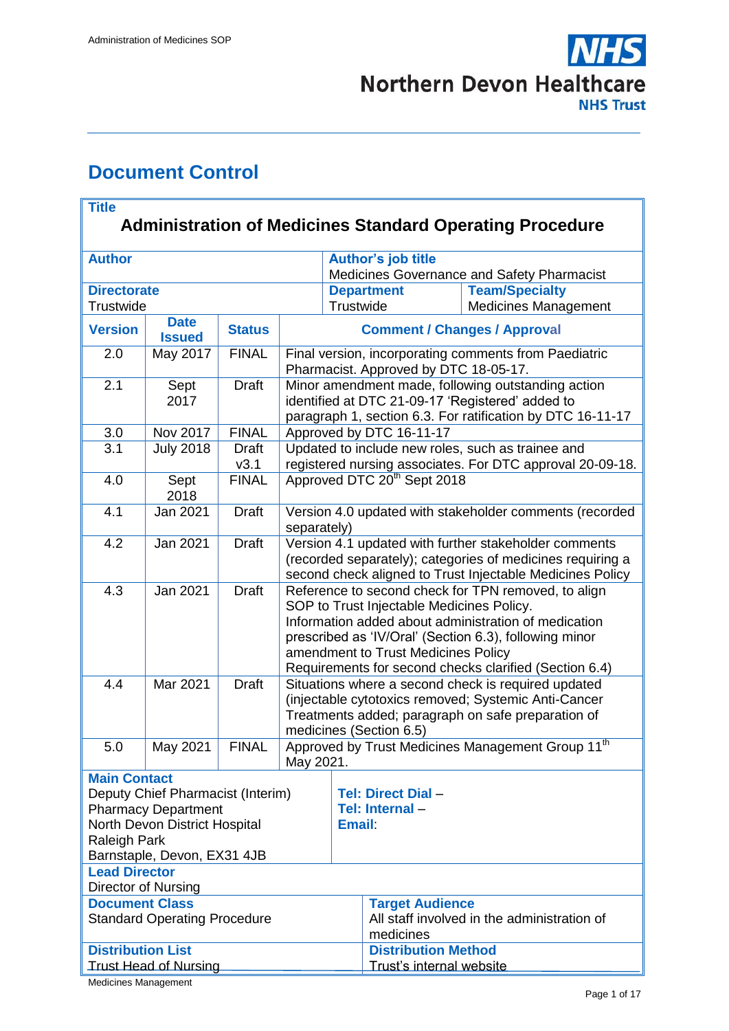# Document Control

| **Title** | | | |
|---|---|---|---|
| **Administration of Medicines Standard Operating Procedure** | | | |
| **Author** | | **Author's job title** | |
| | | Medicines Governance and Safety Pharmacist | |
| **Directorate** | | **Department** | **Team/Specialty** |
| Trustwide | | Trustwide | Medicines Management |

| **Version** | **Date Issued** | **Status** | **Comment / Changes / Approval** |
|---|---|---|---|
| 2.0 | May 2017 | FINAL | Final version, incorporating comments from Paediatric Pharmacist. Approved by DTC 18-05-17. |
| 2.1 | Sept 2017 | Draft | Minor amendment made, following outstanding action identified at DTC 21-09-17 'Registered' added to paragraph 1, section 6.3. For ratification by DTC 16-11-17 |
| 3.0 | Nov 2017 | FINAL | Approved by DTC 16-11-17 |
| 3.1 | July 2018 | Draft v3.1 | Updated to include new roles, such as trainee and registered nursing associates. For DTC approval 20-09-18. |
| 4.0 | Sept 2018 | FINAL | Approved DTC 20th Sept 2018 |
| 4.1 | Jan 2021 | Draft | Version 4.0 updated with stakeholder comments (recorded separately) |
| 4.2 | Jan 2021 | Draft | Version 4.1 updated with further stakeholder comments (recorded separately); categories of medicines requiring a second check aligned to Trust Injectable Medicines Policy |
| 4.3 | Jan 2021 | Draft | Reference to second check for TPN removed, to align SOP to Trust Injectable Medicines Policy. Information added about administration of medication prescribed as 'IV/Oral' (Section 6.3), following minor amendment to Trust Medicines Policy Requirements for second checks clarified (Section 6.4) |
| 4.4 | Mar 2021 | Draft | Situations where a second check is required updated (injectable cytotoxics removed; Systemic Anti-Cancer Treatments added; paragraph on safe preparation of medicines (Section 6.5) |
| 5.0 | May 2021 | FINAL | Approved by Trust Medicines Management Group 11th May 2021. |

| **Main Contact** | |
|---|---|
| Deputy Chief Pharmacist (Interim)<br>Pharmacy Department<br>North Devon District Hospital<br>Raleigh Park<br>Barnstaple, Devon, EX31 4JB | **Tel: Direct Dial** –<br>**Tel: Internal** –<br>**Email**: |
| **Lead Director** | |
| Director of Nursing | |
| **Document Class** | **Target Audience** |
| Standard Operating Procedure | All staff involved in the administration of medicines |
| **Distribution List** | **Distribution Method** |
| Trust Head of Nursing | Trust's internal website |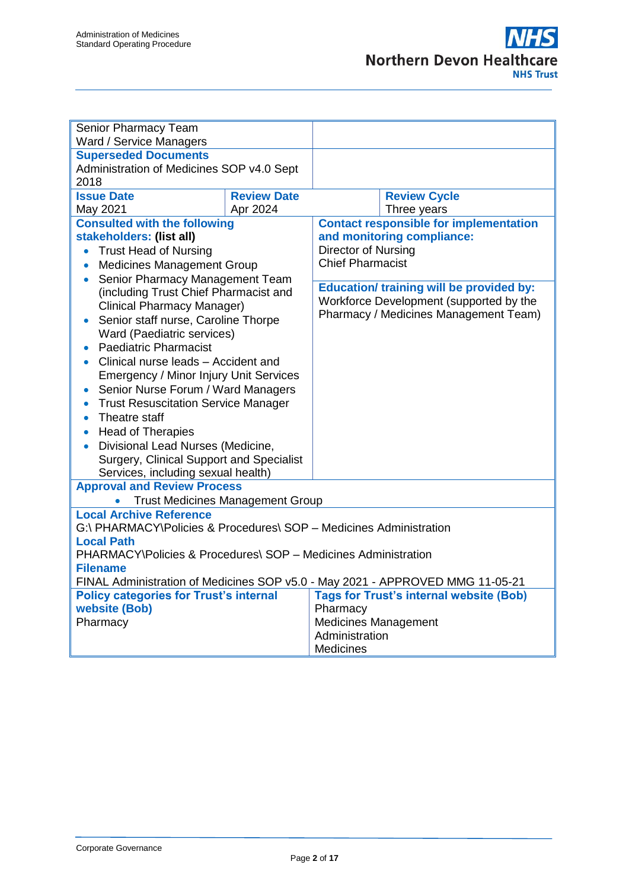| | | | |
|---|---|---|---|
| Senior Pharmacy Team<br>Ward / Service Managers | | | |
| **Superseded Documents**<br>Administration of Medicines SOP v4.0 Sept 2018 | | | |
| **Issue Date**<br>May 2021 | **Review Date**<br>Apr 2024 | | **Review Cycle**<br>Three years |
| **Consulted with the following stakeholders: (list all)**<br>• Trust Head of Nursing<br>• Medicines Management Group<br>• Senior Pharmacy Management Team (including Trust Chief Pharmacist and Clinical Pharmacy Manager)<br>• Senior staff nurse, Caroline Thorpe Ward (Paediatric services)<br>• Paediatric Pharmacist<br>• Clinical nurse leads – Accident and Emergency / Minor Injury Unit Services<br>• Senior Nurse Forum / Ward Managers<br>• Trust Resuscitation Service Manager<br>• Theatre staff<br>• Head of Therapies<br>• Divisional Lead Nurses (Medicine, Surgery, Clinical Support and Specialist Services, including sexual health) | | **Contact responsible for implementation and monitoring compliance:**<br>Director of Nursing<br>Chief Pharmacist<br><br>**Education/ training will be provided by:**<br>Workforce Development (supported by the Pharmacy / Medicines Management Team) | |
| **Approval and Review Process**<br>• Trust Medicines Management Group | | | |
| **Local Archive Reference**<br>G:\ PHARMACY\Policies & Procedures\ SOP – Medicines Administration<br>**Local Path**<br>PHARMACY\Policies & Procedures\ SOP – Medicines Administration<br>**Filename**<br>FINAL Administration of Medicines SOP v5.0 - May 2021 - APPROVED MMG 11-05-21 | | | |
| **Policy categories for Trust's internal website (Bob)**<br>Pharmacy | | **Tags for Trust's internal website (Bob)**<br>Pharmacy<br>Medicines Management<br>Administration<br>Medicines | |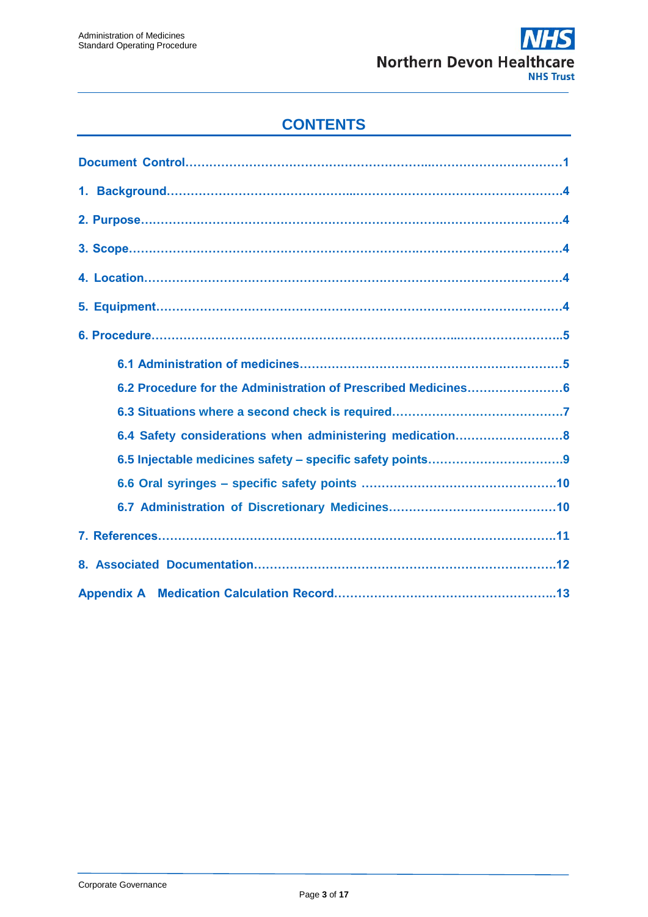## CONTENTS

**Document Control……………………………………………………..…………………………1**

**1. Background……………………………………..…………………………………………….4**

**2. Purpose………………………………………………………………….…………………….4**

**3. Scope……………………………………………………………………..……………………4**

**4. Location……………………………………………………………………………………….4**

**5. Equipment……………………………………………………………………………………4**

**6. Procedure……………………………………………………………………...………………..5**

- **6.1 Administration of medicines…………………………………………………………5**
- **6.2 Procedure for the Administration of Prescribed Medicines……………………6**
- **6.3 Situations where a second check is required……………………………………7**
- **6.4 Safety considerations when administering medication………………………8**
- **6.5 Injectable medicines safety – specific safety points……………………………9**
- **6.6 Oral syringes – specific safety points …………………………………………10**
- **6.7 Administration of Discretionary Medicines……….……………………………10**

**7. References…………………………………………………………………………………11**

**8. Associated Documentation……………………………………………………………12**

**Appendix A Medication Calculation Record………………………………………………..13**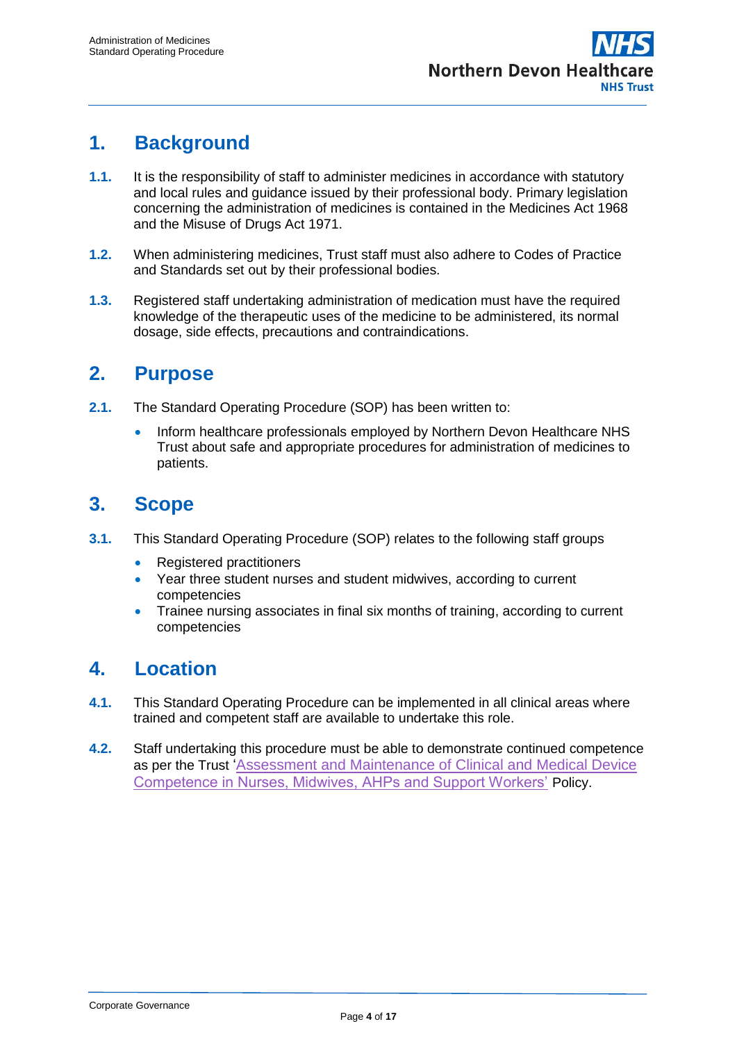## 1. Background

**1.1.** It is the responsibility of staff to administer medicines in accordance with statutory and local rules and guidance issued by their professional body. Primary legislation concerning the administration of medicines is contained in the Medicines Act 1968 and the Misuse of Drugs Act 1971.

**1.2.** When administering medicines, Trust staff must also adhere to Codes of Practice and Standards set out by their professional bodies.

**1.3.** Registered staff undertaking administration of medication must have the required knowledge of the therapeutic uses of the medicine to be administered, its normal dosage, side effects, precautions and contraindications.

## 2. Purpose

**2.1.** The Standard Operating Procedure (SOP) has been written to:

- Inform healthcare professionals employed by Northern Devon Healthcare NHS Trust about safe and appropriate procedures for administration of medicines to patients.

## 3. Scope

**3.1.** This Standard Operating Procedure (SOP) relates to the following staff groups

- Registered practitioners
- Year three student nurses and student midwives, according to current competencies
- Trainee nursing associates in final six months of training, according to current competencies

## 4. Location

**4.1.** This Standard Operating Procedure can be implemented in all clinical areas where trained and competent staff are available to undertake this role.

**4.2.** Staff undertaking this procedure must be able to demonstrate continued competence as per the Trust 'Assessment and Maintenance of Clinical and Medical Device Competence in Nurses, Midwives, AHPs and Support Workers' Policy.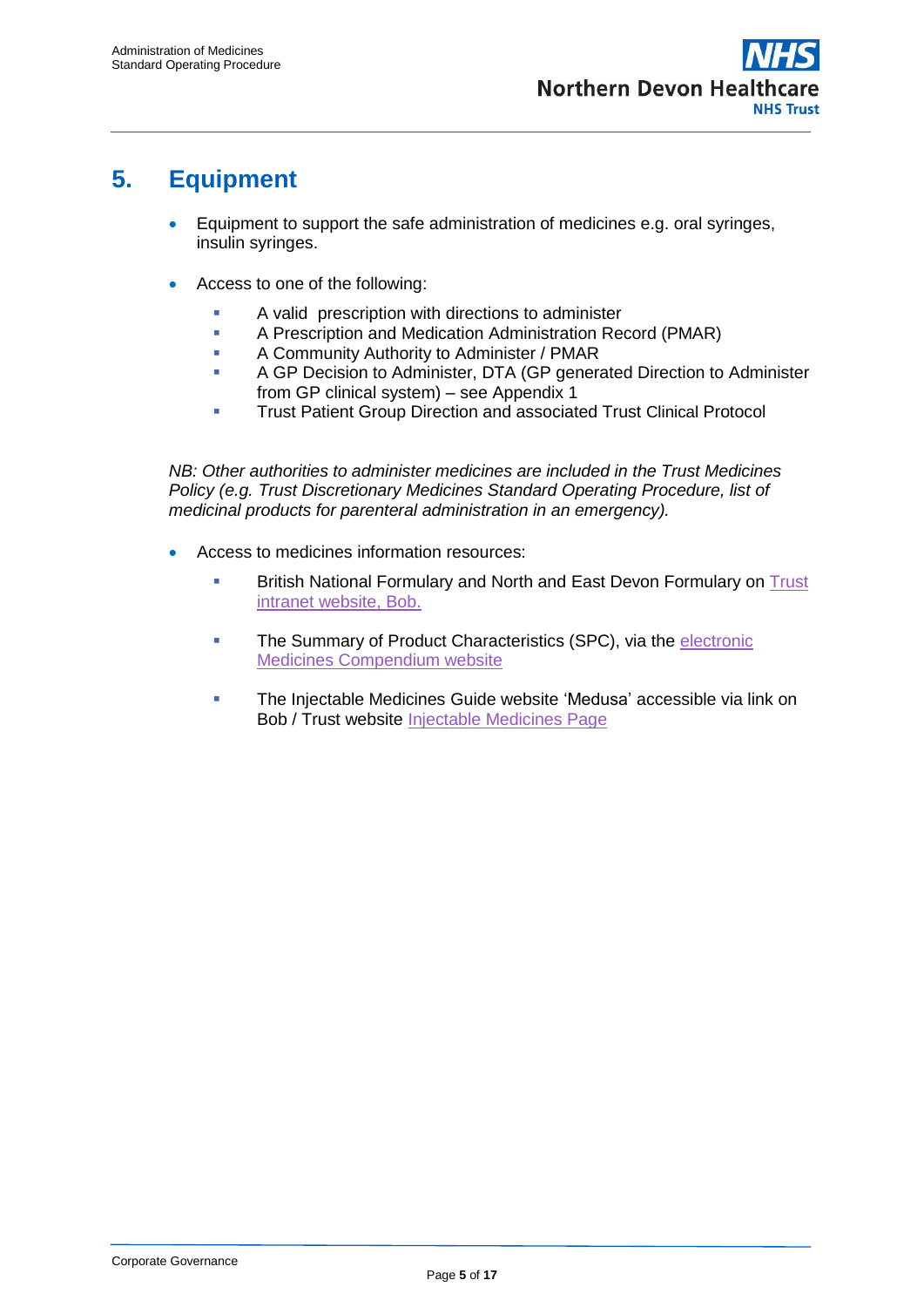## 5. Equipment

- Equipment to support the safe administration of medicines e.g. oral syringes, insulin syringes.

- Access to one of the following:
  - A valid prescription with directions to administer
  - A Prescription and Medication Administration Record (PMAR)
  - A Community Authority to Administer / PMAR
  - A GP Decision to Administer, DTA (GP generated Direction to Administer from GP clinical system) – see Appendix 1
  - Trust Patient Group Direction and associated Trust Clinical Protocol

*NB: Other authorities to administer medicines are included in the Trust Medicines Policy (e.g. Trust Discretionary Medicines Standard Operating Procedure, list of medicinal products for parenteral administration in an emergency).*

- Access to medicines information resources:
  - British National Formulary and North and East Devon Formulary on Trust intranet website, Bob.
  - The Summary of Product Characteristics (SPC), via the electronic Medicines Compendium website
  - The Injectable Medicines Guide website 'Medusa' accessible via link on Bob / Trust website Injectable Medicines Page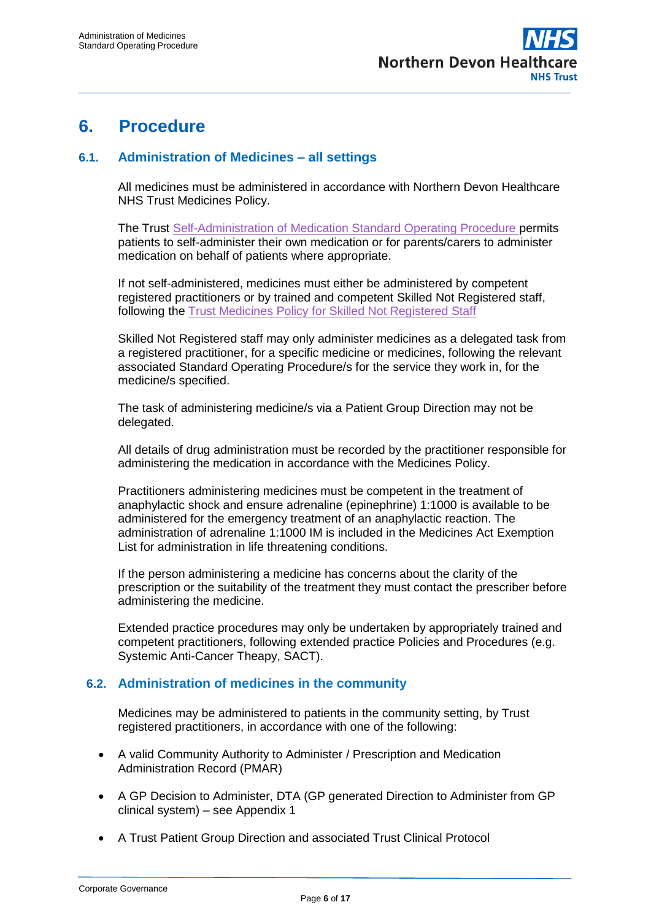# 6. Procedure

## 6.1. Administration of Medicines – all settings

All medicines must be administered in accordance with Northern Devon Healthcare NHS Trust Medicines Policy.

The Trust Self-Administration of Medication Standard Operating Procedure permits patients to self-administer their own medication or for parents/carers to administer medication on behalf of patients where appropriate.

If not self-administered, medicines must either be administered by competent registered practitioners or by trained and competent Skilled Not Registered staff, following the Trust Medicines Policy for Skilled Not Registered Staff

Skilled Not Registered staff may only administer medicines as a delegated task from a registered practitioner, for a specific medicine or medicines, following the relevant associated Standard Operating Procedure/s for the service they work in, for the medicine/s specified.

The task of administering medicine/s via a Patient Group Direction may not be delegated.

All details of drug administration must be recorded by the practitioner responsible for administering the medication in accordance with the Medicines Policy.

Practitioners administering medicines must be competent in the treatment of anaphylactic shock and ensure adrenaline (epinephrine) 1:1000 is available to be administered for the emergency treatment of an anaphylactic reaction. The administration of adrenaline 1:1000 IM is included in the Medicines Act Exemption List for administration in life threatening conditions.

If the person administering a medicine has concerns about the clarity of the prescription or the suitability of the treatment they must contact the prescriber before administering the medicine.

Extended practice procedures may only be undertaken by appropriately trained and competent practitioners, following extended practice Policies and Procedures (e.g. Systemic Anti-Cancer Theapy, SACT).

## 6.2. Administration of medicines in the community

Medicines may be administered to patients in the community setting, by Trust registered practitioners, in accordance with one of the following:

- A valid Community Authority to Administer / Prescription and Medication Administration Record (PMAR)
- A GP Decision to Administer, DTA (GP generated Direction to Administer from GP clinical system) – see Appendix 1
- A Trust Patient Group Direction and associated Trust Clinical Protocol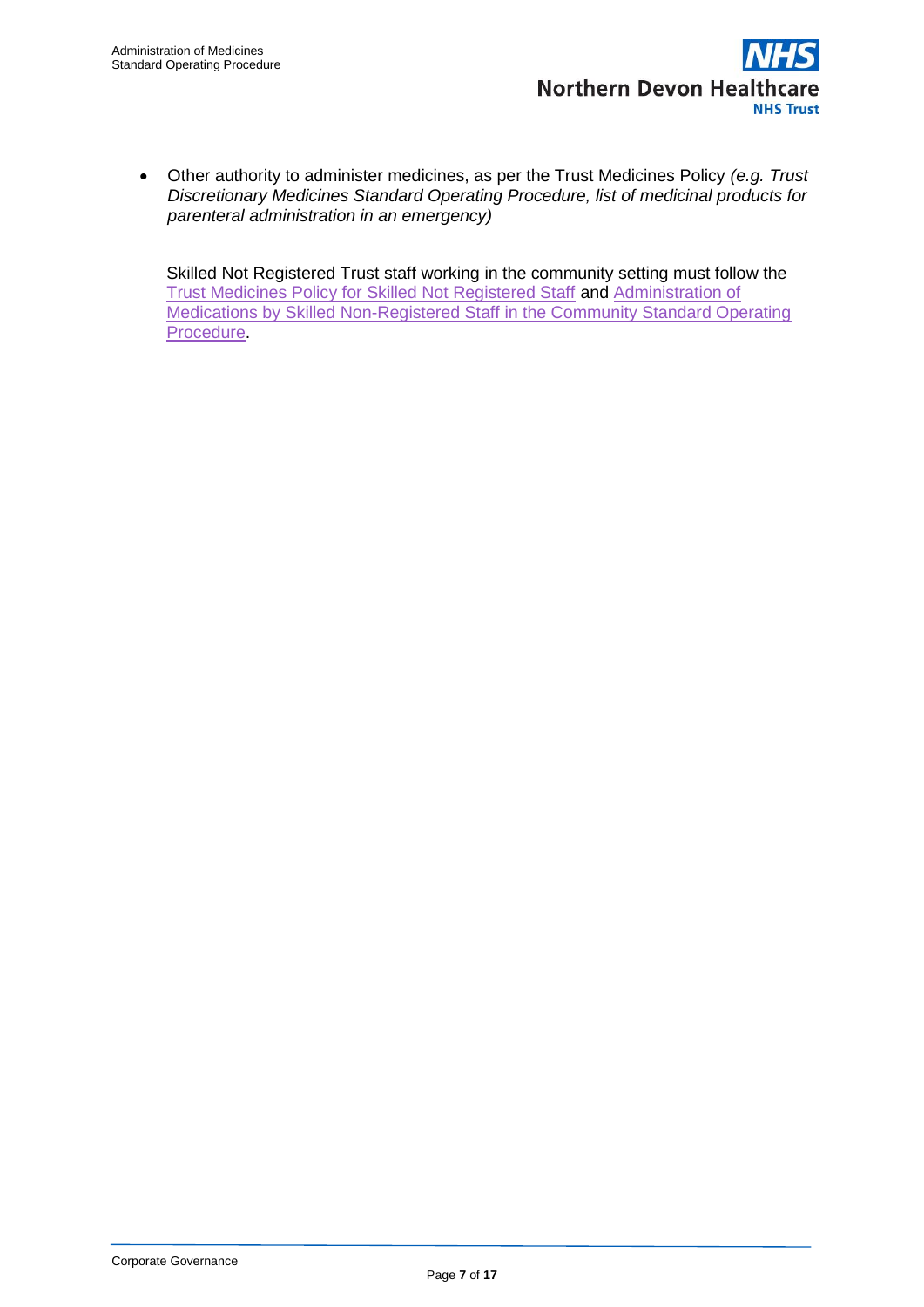- Other authority to administer medicines, as per the Trust Medicines Policy *(e.g. Trust Discretionary Medicines Standard Operating Procedure, list of medicinal products for parenteral administration in an emergency)*

  Skilled Not Registered Trust staff working in the community setting must follow the Trust Medicines Policy for Skilled Not Registered Staff and Administration of Medications by Skilled Non-Registered Staff in the Community Standard Operating Procedure.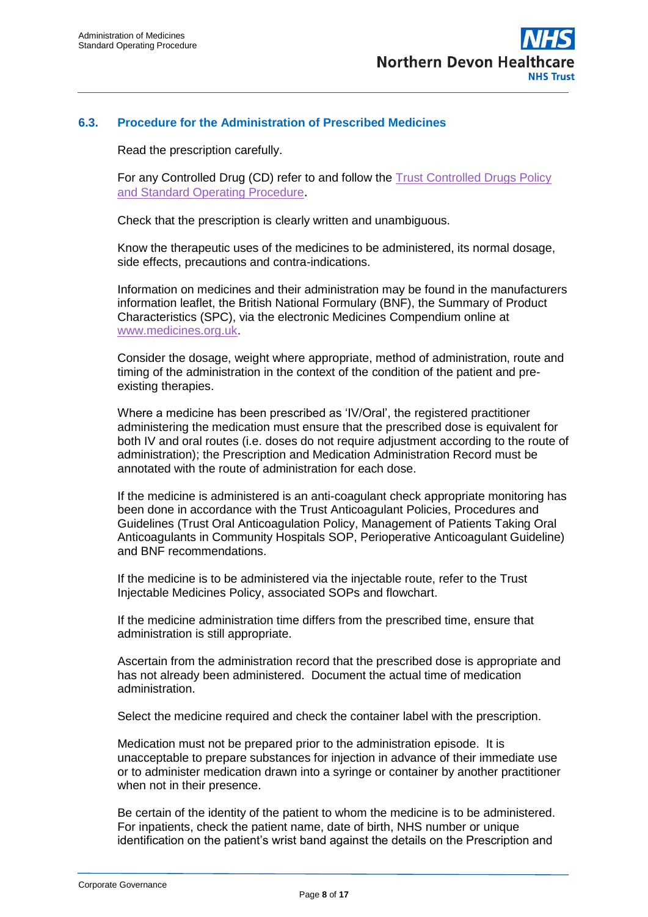### 6.3. Procedure for the Administration of Prescribed Medicines

Read the prescription carefully.

For any Controlled Drug (CD) refer to and follow the [Trust Controlled Drugs Policy and Standard Operating Procedure](#).

Check that the prescription is clearly written and unambiguous.

Know the therapeutic uses of the medicines to be administered, its normal dosage, side effects, precautions and contra-indications.

Information on medicines and their administration may be found in the manufacturers information leaflet, the British National Formulary (BNF), the Summary of Product Characteristics (SPC), via the electronic Medicines Compendium online at [www.medicines.org.uk](http://www.medicines.org.uk).

Consider the dosage, weight where appropriate, method of administration, route and timing of the administration in the context of the condition of the patient and pre-existing therapies.

Where a medicine has been prescribed as 'IV/Oral', the registered practitioner administering the medication must ensure that the prescribed dose is equivalent for both IV and oral routes (i.e. doses do not require adjustment according to the route of administration); the Prescription and Medication Administration Record must be annotated with the route of administration for each dose.

If the medicine is administered is an anti-coagulant check appropriate monitoring has been done in accordance with the Trust Anticoagulant Policies, Procedures and Guidelines (Trust Oral Anticoagulation Policy, Management of Patients Taking Oral Anticoagulants in Community Hospitals SOP, Perioperative Anticoagulant Guideline) and BNF recommendations.

If the medicine is to be administered via the injectable route, refer to the Trust Injectable Medicines Policy, associated SOPs and flowchart.

If the medicine administration time differs from the prescribed time, ensure that administration is still appropriate.

Ascertain from the administration record that the prescribed dose is appropriate and has not already been administered. Document the actual time of medication administration.

Select the medicine required and check the container label with the prescription.

Medication must not be prepared prior to the administration episode. It is unacceptable to prepare substances for injection in advance of their immediate use or to administer medication drawn into a syringe or container by another practitioner when not in their presence.

Be certain of the identity of the patient to whom the medicine is to be administered. For inpatients, check the patient name, date of birth, NHS number or unique identification on the patient's wrist band against the details on the Prescription and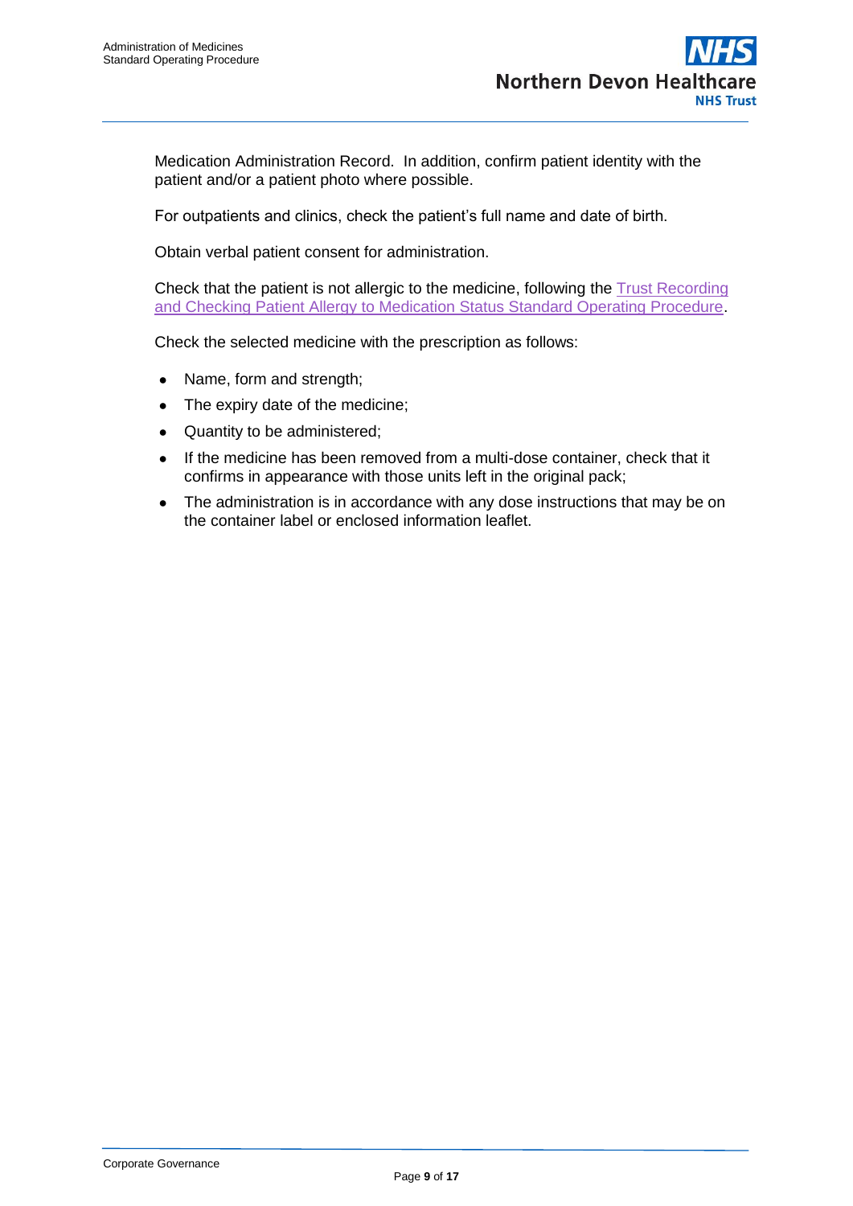Medication Administration Record. In addition, confirm patient identity with the patient and/or a patient photo where possible.

For outpatients and clinics, check the patient's full name and date of birth.

Obtain verbal patient consent for administration.

Check that the patient is not allergic to the medicine, following the Trust Recording and Checking Patient Allergy to Medication Status Standard Operating Procedure.

Check the selected medicine with the prescription as follows:

- Name, form and strength;
- The expiry date of the medicine;
- Quantity to be administered;
- If the medicine has been removed from a multi-dose container, check that it confirms in appearance with those units left in the original pack;
- The administration is in accordance with any dose instructions that may be on the container label or enclosed information leaflet.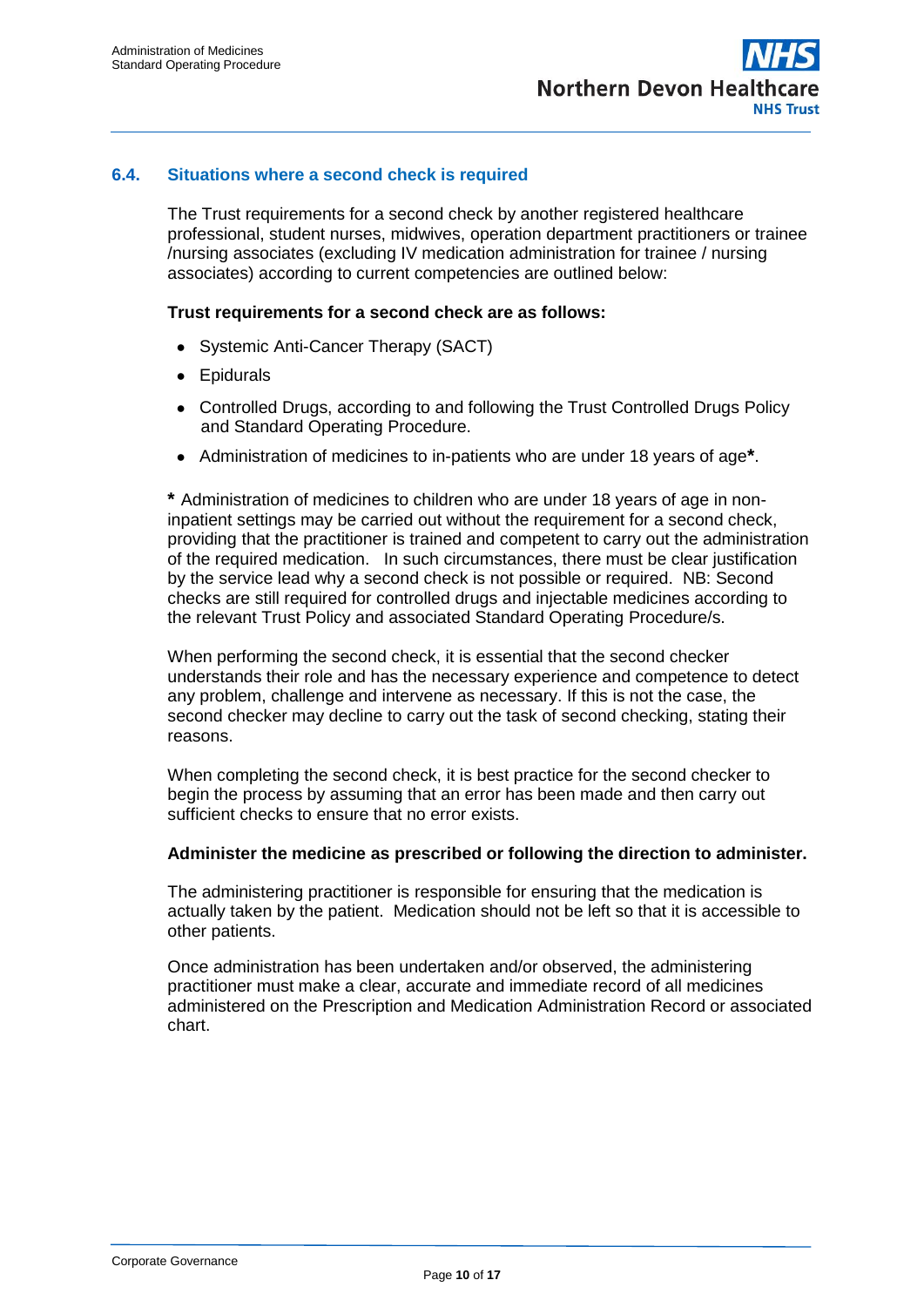### 6.4. Situations where a second check is required

The Trust requirements for a second check by another registered healthcare professional, student nurses, midwives, operation department practitioners or trainee /nursing associates (excluding IV medication administration for trainee / nursing associates) according to current competencies are outlined below:

**Trust requirements for a second check are as follows:**

- Systemic Anti-Cancer Therapy (SACT)
- Epidurals
- Controlled Drugs, according to and following the Trust Controlled Drugs Policy and Standard Operating Procedure.
- Administration of medicines to in-patients who are under 18 years of age**\***.

**\*** Administration of medicines to children who are under 18 years of age in non-inpatient settings may be carried out without the requirement for a second check, providing that the practitioner is trained and competent to carry out the administration of the required medication. In such circumstances, there must be clear justification by the service lead why a second check is not possible or required. NB: Second checks are still required for controlled drugs and injectable medicines according to the relevant Trust Policy and associated Standard Operating Procedure/s.

When performing the second check, it is essential that the second checker understands their role and has the necessary experience and competence to detect any problem, challenge and intervene as necessary. If this is not the case, the second checker may decline to carry out the task of second checking, stating their reasons.

When completing the second check, it is best practice for the second checker to begin the process by assuming that an error has been made and then carry out sufficient checks to ensure that no error exists.

**Administer the medicine as prescribed or following the direction to administer.**

The administering practitioner is responsible for ensuring that the medication is actually taken by the patient. Medication should not be left so that it is accessible to other patients.

Once administration has been undertaken and/or observed, the administering practitioner must make a clear, accurate and immediate record of all medicines administered on the Prescription and Medication Administration Record or associated chart.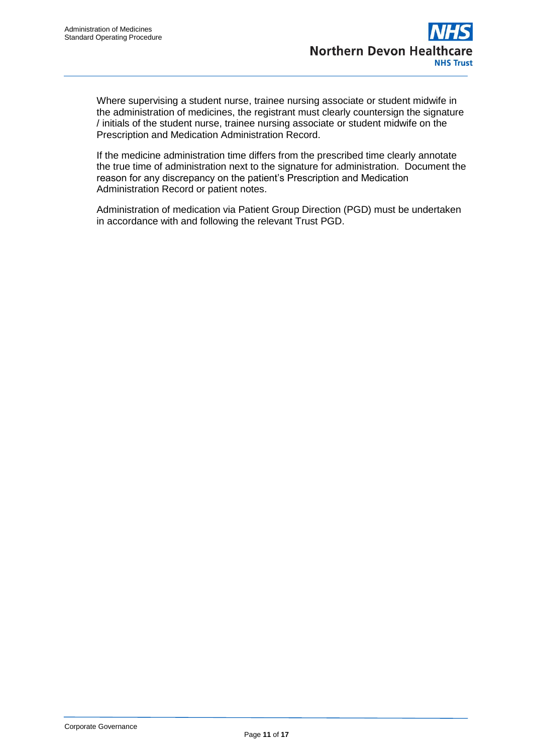Where supervising a student nurse, trainee nursing associate or student midwife in the administration of medicines, the registrant must clearly countersign the signature / initials of the student nurse, trainee nursing associate or student midwife on the Prescription and Medication Administration Record.

If the medicine administration time differs from the prescribed time clearly annotate the true time of administration next to the signature for administration. Document the reason for any discrepancy on the patient's Prescription and Medication Administration Record or patient notes.

Administration of medication via Patient Group Direction (PGD) must be undertaken in accordance with and following the relevant Trust PGD.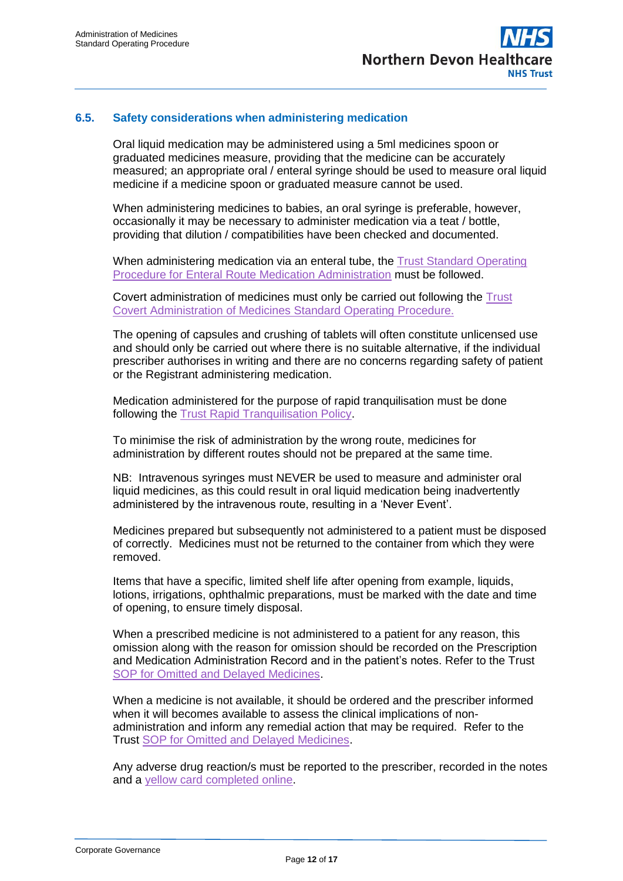### 6.5. Safety considerations when administering medication

Oral liquid medication may be administered using a 5ml medicines spoon or graduated medicines measure, providing that the medicine can be accurately measured; an appropriate oral / enteral syringe should be used to measure oral liquid medicine if a medicine spoon or graduated measure cannot be used.

When administering medicines to babies, an oral syringe is preferable, however, occasionally it may be necessary to administer medication via a teat / bottle, providing that dilution / compatibilities have been checked and documented.

When administering medication via an enteral tube, the Trust Standard Operating Procedure for Enteral Route Medication Administration must be followed.

Covert administration of medicines must only be carried out following the Trust Covert Administration of Medicines Standard Operating Procedure.

The opening of capsules and crushing of tablets will often constitute unlicensed use and should only be carried out where there is no suitable alternative, if the individual prescriber authorises in writing and there are no concerns regarding safety of patient or the Registrant administering medication.

Medication administered for the purpose of rapid tranquilisation must be done following the Trust Rapid Tranquilisation Policy.

To minimise the risk of administration by the wrong route, medicines for administration by different routes should not be prepared at the same time.

NB: Intravenous syringes must NEVER be used to measure and administer oral liquid medicines, as this could result in oral liquid medication being inadvertently administered by the intravenous route, resulting in a 'Never Event'.

Medicines prepared but subsequently not administered to a patient must be disposed of correctly. Medicines must not be returned to the container from which they were removed.

Items that have a specific, limited shelf life after opening from example, liquids, lotions, irrigations, ophthalmic preparations, must be marked with the date and time of opening, to ensure timely disposal.

When a prescribed medicine is not administered to a patient for any reason, this omission along with the reason for omission should be recorded on the Prescription and Medication Administration Record and in the patient's notes. Refer to the Trust SOP for Omitted and Delayed Medicines.

When a medicine is not available, it should be ordered and the prescriber informed when it will becomes available to assess the clinical implications of non-administration and inform any remedial action that may be required. Refer to the Trust SOP for Omitted and Delayed Medicines.

Any adverse drug reaction/s must be reported to the prescriber, recorded in the notes and a yellow card completed online.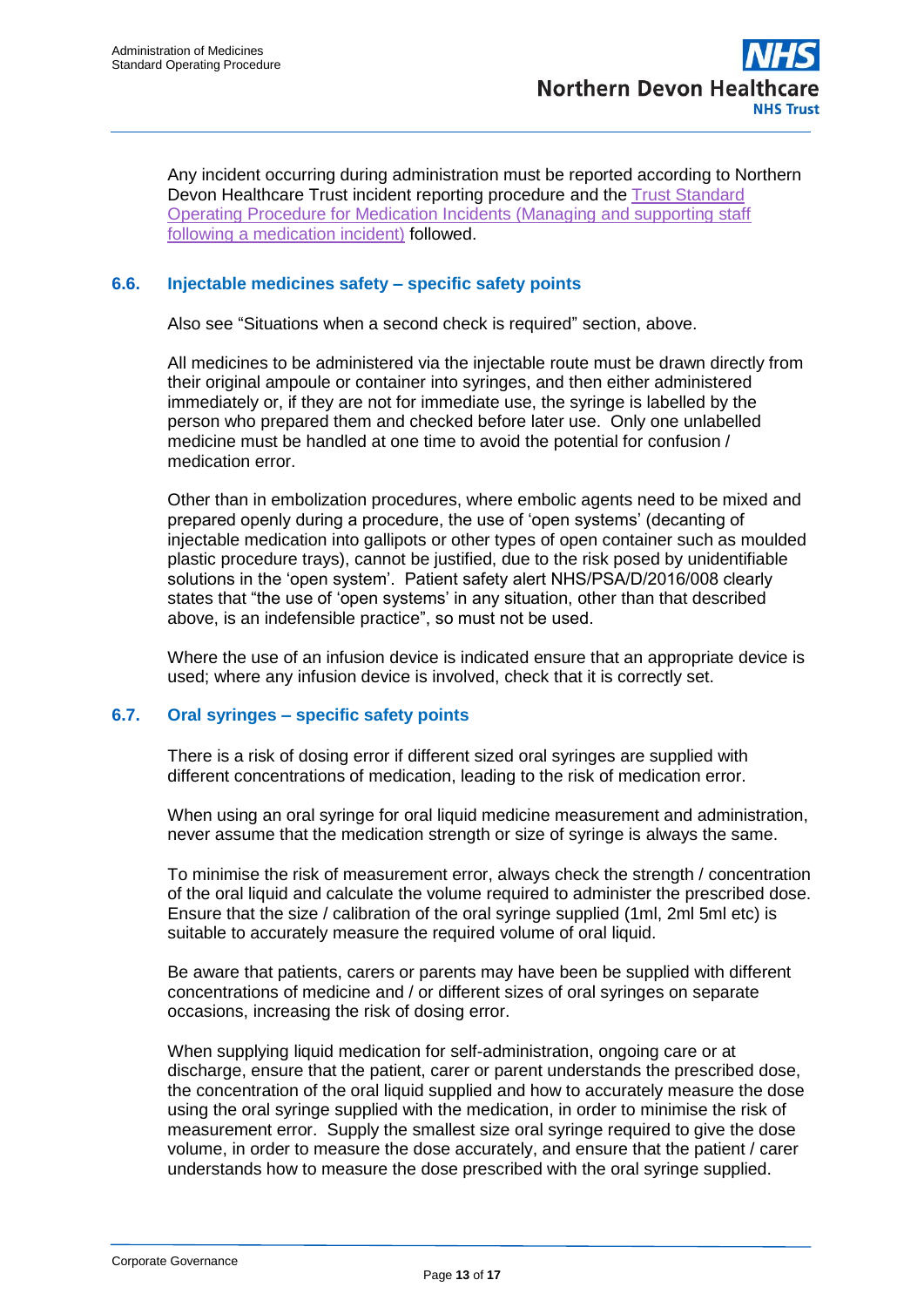Any incident occurring during administration must be reported according to Northern Devon Healthcare Trust incident reporting procedure and the Trust Standard Operating Procedure for Medication Incidents (Managing and supporting staff following a medication incident) followed.

### 6.6. Injectable medicines safety – specific safety points

Also see "Situations when a second check is required" section, above.

All medicines to be administered via the injectable route must be drawn directly from their original ampoule or container into syringes, and then either administered immediately or, if they are not for immediate use, the syringe is labelled by the person who prepared them and checked before later use. Only one unlabelled medicine must be handled at one time to avoid the potential for confusion / medication error.

Other than in embolization procedures, where embolic agents need to be mixed and prepared openly during a procedure, the use of 'open systems' (decanting of injectable medication into gallipots or other types of open container such as moulded plastic procedure trays), cannot be justified, due to the risk posed by unidentifiable solutions in the 'open system'. Patient safety alert NHS/PSA/D/2016/008 clearly states that "the use of 'open systems' in any situation, other than that described above, is an indefensible practice", so must not be used.

Where the use of an infusion device is indicated ensure that an appropriate device is used; where any infusion device is involved, check that it is correctly set.

### 6.7. Oral syringes – specific safety points

There is a risk of dosing error if different sized oral syringes are supplied with different concentrations of medication, leading to the risk of medication error.

When using an oral syringe for oral liquid medicine measurement and administration, never assume that the medication strength or size of syringe is always the same.

To minimise the risk of measurement error, always check the strength / concentration of the oral liquid and calculate the volume required to administer the prescribed dose. Ensure that the size / calibration of the oral syringe supplied (1ml, 2ml 5ml etc) is suitable to accurately measure the required volume of oral liquid.

Be aware that patients, carers or parents may have been be supplied with different concentrations of medicine and / or different sizes of oral syringes on separate occasions, increasing the risk of dosing error.

When supplying liquid medication for self-administration, ongoing care or at discharge, ensure that the patient, carer or parent understands the prescribed dose, the concentration of the oral liquid supplied and how to accurately measure the dose using the oral syringe supplied with the medication, in order to minimise the risk of measurement error. Supply the smallest size oral syringe required to give the dose volume, in order to measure the dose accurately, and ensure that the patient / carer understands how to measure the dose prescribed with the oral syringe supplied.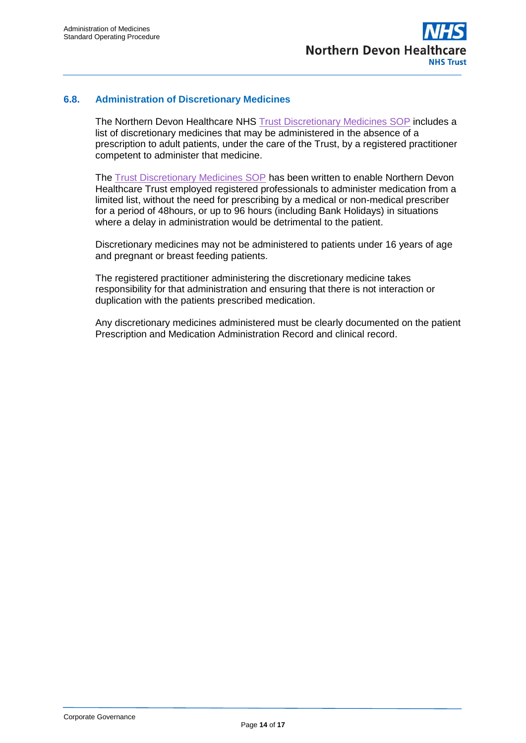### 6.8. Administration of Discretionary Medicines

The Northern Devon Healthcare NHS Trust Discretionary Medicines SOP includes a list of discretionary medicines that may be administered in the absence of a prescription to adult patients, under the care of the Trust, by a registered practitioner competent to administer that medicine.

The Trust Discretionary Medicines SOP has been written to enable Northern Devon Healthcare Trust employed registered professionals to administer medication from a limited list, without the need for prescribing by a medical or non-medical prescriber for a period of 48hours, or up to 96 hours (including Bank Holidays) in situations where a delay in administration would be detrimental to the patient.

Discretionary medicines may not be administered to patients under 16 years of age and pregnant or breast feeding patients.

The registered practitioner administering the discretionary medicine takes responsibility for that administration and ensuring that there is not interaction or duplication with the patients prescribed medication.

Any discretionary medicines administered must be clearly documented on the patient Prescription and Medication Administration Record and clinical record.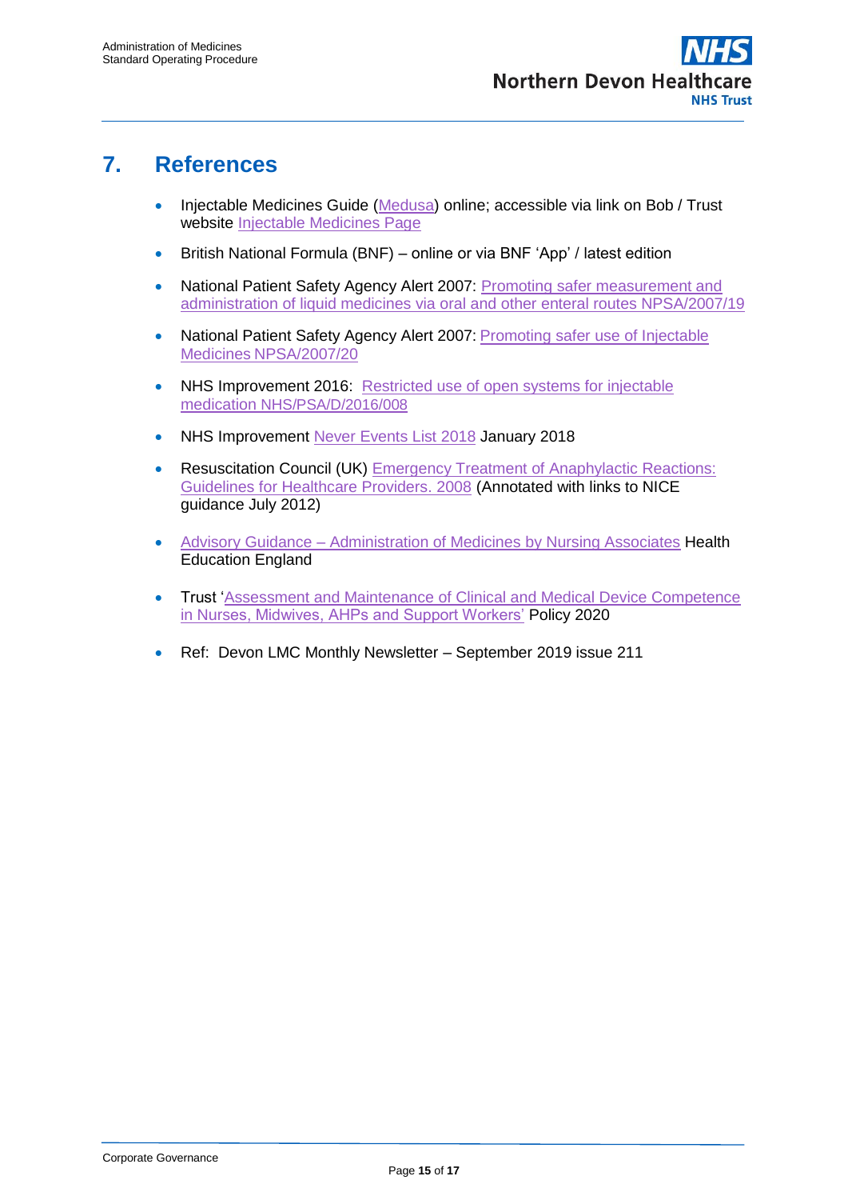## 7. References

- Injectable Medicines Guide (Medusa) online; accessible via link on Bob / Trust website Injectable Medicines Page
- British National Formula (BNF) – online or via BNF 'App' / latest edition
- National Patient Safety Agency Alert 2007: Promoting safer measurement and administration of liquid medicines via oral and other enteral routes NPSA/2007/19
- National Patient Safety Agency Alert 2007: Promoting safer use of Injectable Medicines NPSA/2007/20
- NHS Improvement 2016: Restricted use of open systems for injectable medication NHS/PSA/D/2016/008
- NHS Improvement Never Events List 2018 January 2018
- Resuscitation Council (UK) Emergency Treatment of Anaphylactic Reactions: Guidelines for Healthcare Providers. 2008 (Annotated with links to NICE guidance July 2012)
- Advisory Guidance – Administration of Medicines by Nursing Associates Health Education England
- Trust 'Assessment and Maintenance of Clinical and Medical Device Competence in Nurses, Midwives, AHPs and Support Workers' Policy 2020
- Ref: Devon LMC Monthly Newsletter – September 2019 issue 211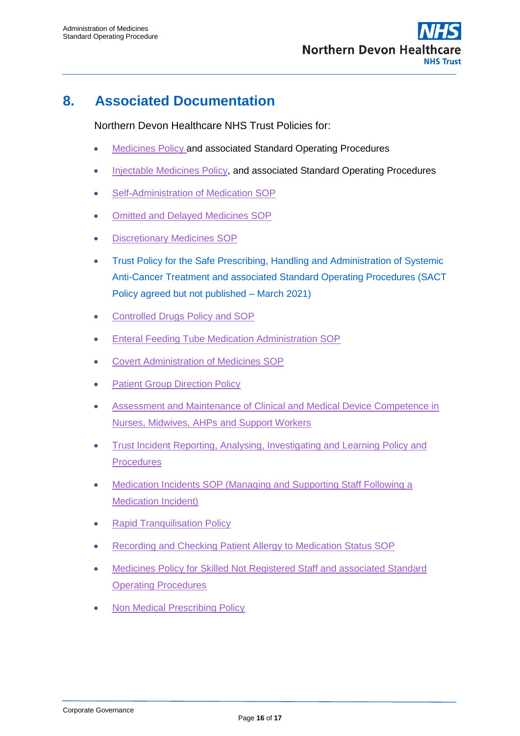## 8. Associated Documentation

Northern Devon Healthcare NHS Trust Policies for:

- Medicines Policy and associated Standard Operating Procedures
- Injectable Medicines Policy, and associated Standard Operating Procedures
- Self-Administration of Medication SOP
- Omitted and Delayed Medicines SOP
- Discretionary Medicines SOP
- Trust Policy for the Safe Prescribing, Handling and Administration of Systemic Anti-Cancer Treatment and associated Standard Operating Procedures (SACT Policy agreed but not published – March 2021)
- Controlled Drugs Policy and SOP
- Enteral Feeding Tube Medication Administration SOP
- Covert Administration of Medicines SOP
- Patient Group Direction Policy
- Assessment and Maintenance of Clinical and Medical Device Competence in Nurses, Midwives, AHPs and Support Workers
- Trust Incident Reporting, Analysing, Investigating and Learning Policy and Procedures
- Medication Incidents SOP (Managing and Supporting Staff Following a Medication Incident)
- Rapid Tranquilisation Policy
- Recording and Checking Patient Allergy to Medication Status SOP
- Medicines Policy for Skilled Not Registered Staff and associated Standard Operating Procedures
- Non Medical Prescribing Policy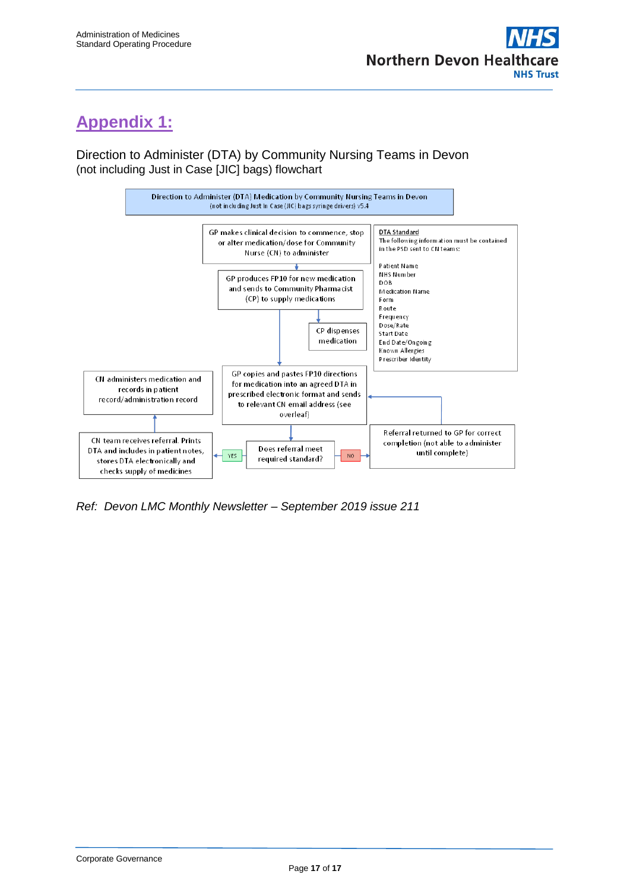# Appendix 1:

Direction to Administer (DTA) by Community Nursing Teams in Devon (not including Just in Case [JIC] bags) flowchart

Direction to Administer (DTA) Medication by Community Nursing Teams in Devon
(not including Just In Case (JIC) bags syringe drivers) v5.4

GP makes clinical decision to commence, stop or alter medication/dose for Community Nurse (CN) to administer

GP produces FP10 for new medication and sends to Community Pharmacist (CP) to supply medications

CP dispenses medication

DTA Standard
The following information must be contained in the PSD sent to CN teams:

Patient Name
NHS Number
DOB
Medication Name
Form
Route
Frequency
Dose/Rate
Start Date
End Date/Ongoing
Known Allergies
Prescriber Identity

GP copies and pastes FP10 directions for medication into an agreed DTA in prescribed electronic format and sends to relevant CN email address (see overleaf)

Does referral meet required standard?

NO

Referral returned to GP for correct completion (not able to administer until complete)

YES

CN team receives referral. Prints DTA and includes in patient notes, stores DTA electronically and checks supply of medicines

CN administers medication and records in patient record/administration record

*Ref: Devon LMC Monthly Newsletter – September 2019 issue 211*